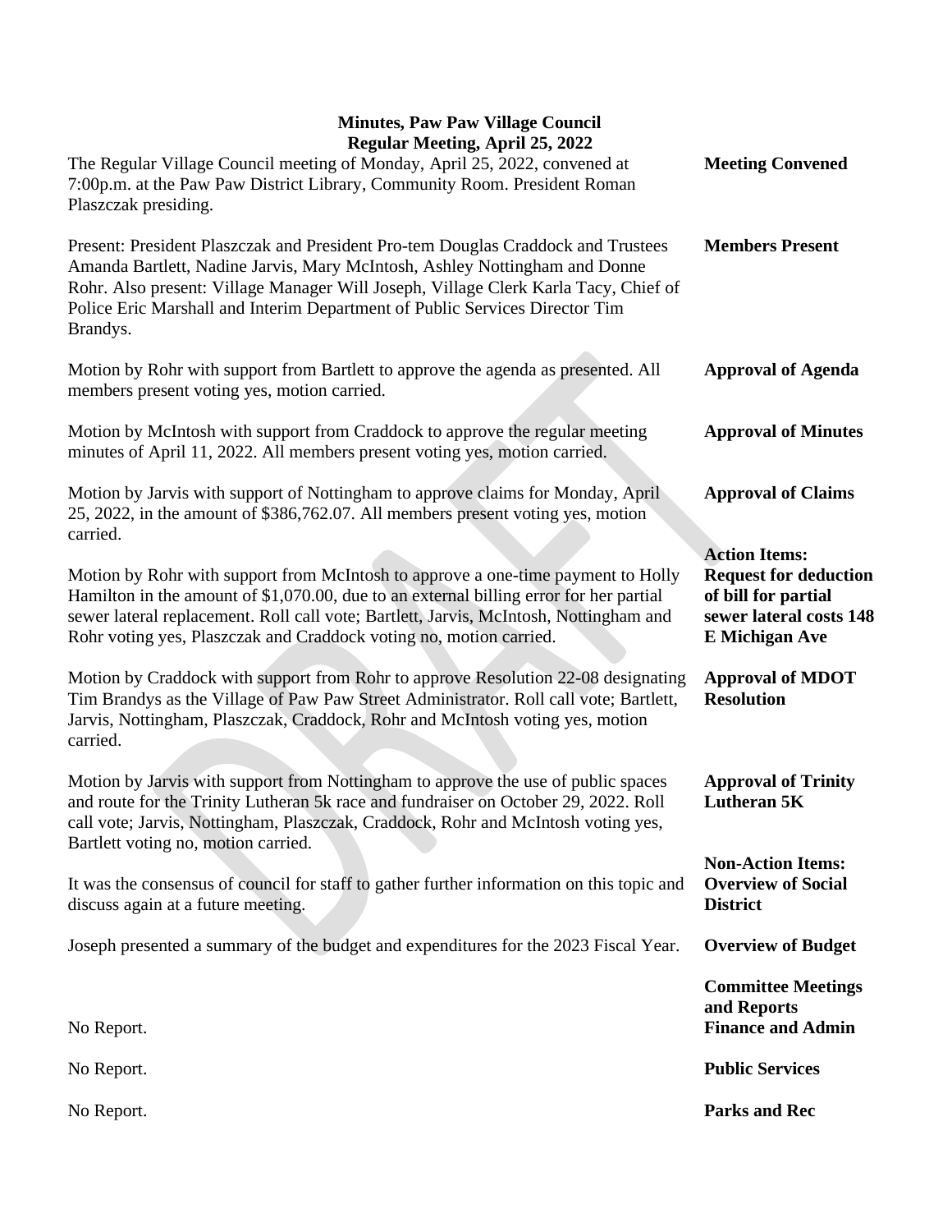# Minutes, Paw Paw Village Council
## Regular Meeting, April 25, 2022

**Meeting Convened**

The Regular Village Council meeting of Monday, April 25, 2022, convened at 7:00p.m. at the Paw Paw District Library, Community Room. President Roman Plaszczak presiding.

**Members Present**

Present: President Plaszczak and President Pro-tem Douglas Craddock and Trustees Amanda Bartlett, Nadine Jarvis, Mary McIntosh, Ashley Nottingham and Donne Rohr. Also present: Village Manager Will Joseph, Village Clerk Karla Tacy, Chief of Police Eric Marshall and Interim Department of Public Services Director Tim Brandys.

**Approval of Agenda**

Motion by Rohr with support from Bartlett to approve the agenda as presented. All members present voting yes, motion carried.

**Approval of Minutes**

Motion by McIntosh with support from Craddock to approve the regular meeting minutes of April 11, 2022. All members present voting yes, motion carried.

**Approval of Claims**

Motion by Jarvis with support of Nottingham to approve claims for Monday, April 25, 2022, in the amount of $386,762.07. All members present voting yes, motion carried.

**Action Items:**

**Request for deduction of bill for partial sewer lateral costs 148 E Michigan Ave**

Motion by Rohr with support from McIntosh to approve a one-time payment to Holly Hamilton in the amount of $1,070.00, due to an external billing error for her partial sewer lateral replacement. Roll call vote; Bartlett, Jarvis, McIntosh, Nottingham and Rohr voting yes, Plaszczak and Craddock voting no, motion carried.

**Approval of MDOT Resolution**

Motion by Craddock with support from Rohr to approve Resolution 22-08 designating Tim Brandys as the Village of Paw Paw Street Administrator. Roll call vote; Bartlett, Jarvis, Nottingham, Plaszczak, Craddock, Rohr and McIntosh voting yes, motion carried.

**Approval of Trinity Lutheran 5K**

Motion by Jarvis with support from Nottingham to approve the use of public spaces and route for the Trinity Lutheran 5k race and fundraiser on October 29, 2022. Roll call vote; Jarvis, Nottingham, Plaszczak, Craddock, Rohr and McIntosh voting yes, Bartlett voting no, motion carried.

**Non-Action Items:**

**Overview of Social District**

It was the consensus of council for staff to gather further information on this topic and discuss again at a future meeting.

**Overview of Budget**

Joseph presented a summary of the budget and expenditures for the 2023 Fiscal Year.

**Committee Meetings and Reports**

**Finance and Admin**

No Report.

**Public Services**

No Report.

**Parks and Rec**

No Report.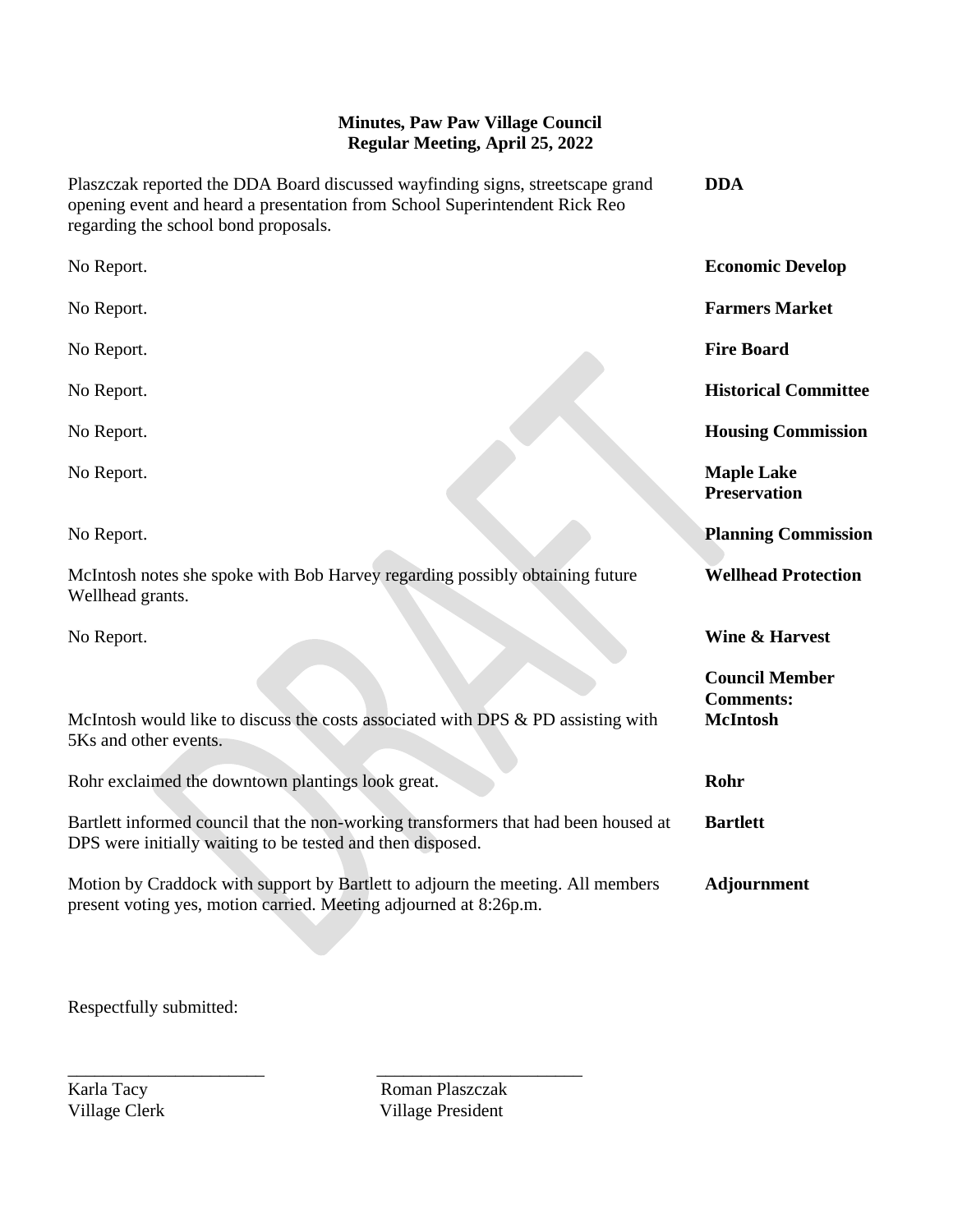**Minutes, Paw Paw Village Council**
**Regular Meeting, April 25, 2022**

**DDA**

Plaszczak reported the DDA Board discussed wayfinding signs, streetscape grand opening event and heard a presentation from School Superintendent Rick Reo regarding the school bond proposals.

**Economic Develop**

No Report.

**Farmers Market**

No Report.

**Fire Board**

No Report.

**Historical Committee**

No Report.

**Housing Commission**

No Report.

**Maple Lake Preservation**

No Report.

**Planning Commission**

No Report.

**Wellhead Protection**

McIntosh notes she spoke with Bob Harvey regarding possibly obtaining future Wellhead grants.

**Wine & Harvest**

No Report.

**Council Member Comments:**

**McIntosh**

McIntosh would like to discuss the costs associated with DPS & PD assisting with 5Ks and other events.

**Rohr**

Rohr exclaimed the downtown plantings look great.

**Bartlett**

Bartlett informed council that the non-working transformers that had been housed at DPS were initially waiting to be tested and then disposed.

**Adjournment**

Motion by Craddock with support by Bartlett to adjourn the meeting. All members present voting yes, motion carried. Meeting adjourned at 8:26p.m.

Respectfully submitted:

______________________  ______________________

Karla Tacy
Village Clerk

Roman Plaszczak
Village President